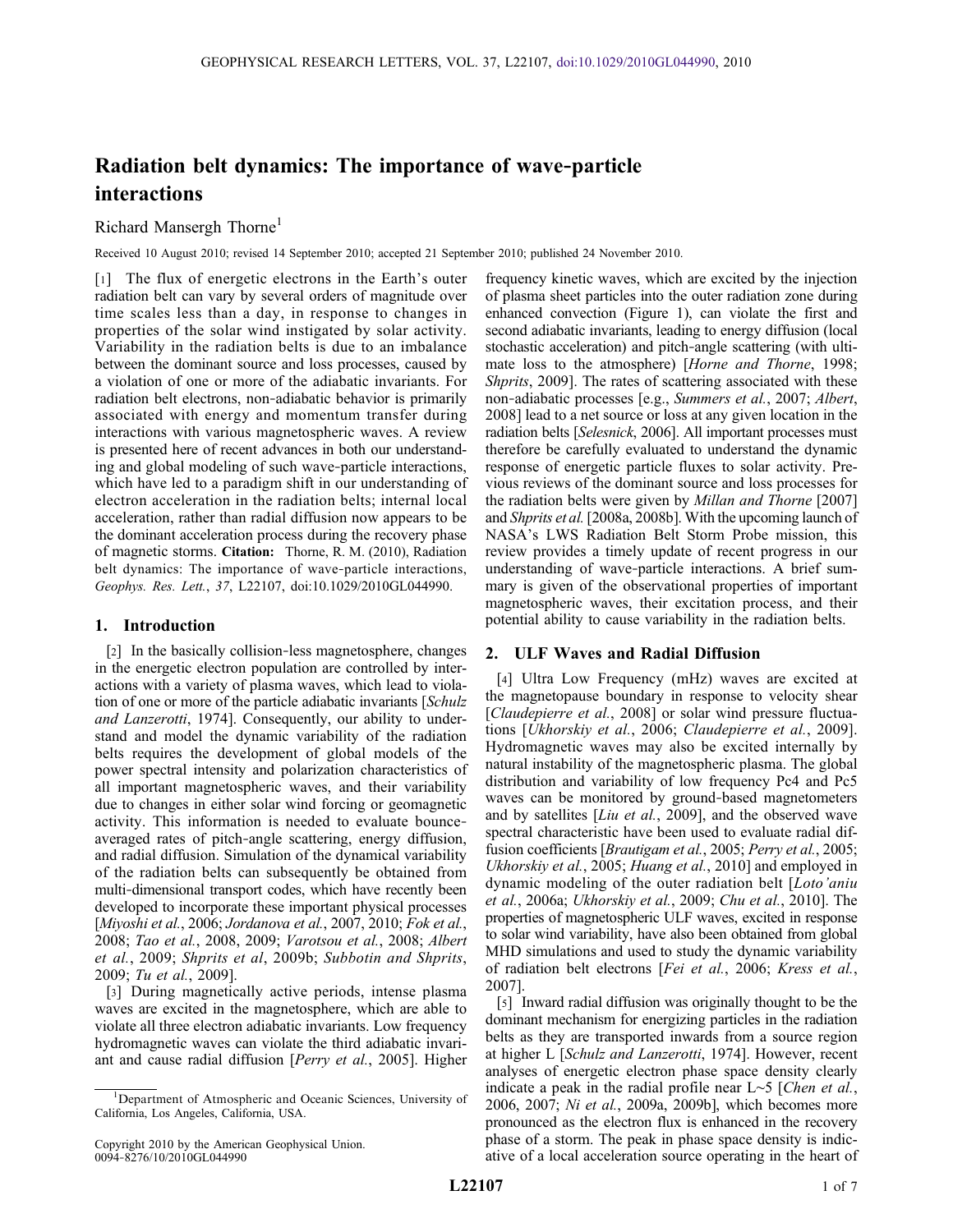# Radiation belt dynamics: The importance of wave-particle interactions

Richard Mansergh Thorne[1]

Received 10 August 2010; revised 14 September 2010; accepted 21 September 2010; published 24 November 2010.

[1] The flux of energetic electrons in the Earth's outer radiation belt can vary by several orders of magnitude over time scales less than a day, in response to changes in properties of the solar wind instigated by solar activity. Variability in the radiation belts is due to an imbalance between the dominant source and loss processes, caused by a violation of one or more of the adiabatic invariants. For radiation belt electrons, non-adiabatic behavior is primarily associated with energy and momentum transfer during interactions with various magnetospheric waves. A review is presented here of recent advances in both our understanding and global modeling of such wave-particle interactions, which have led to a paradigm shift in our understanding of electron acceleration in the radiation belts; internal local acceleration, rather than radial diffusion now appears to be the dominant acceleration process during the recovery phase of magnetic storms. **Citation:** Thorne, R. M. (2010), Radiation belt dynamics: The importance of wave-particle interactions, *Geophys. Res. Lett.*, *37*, L22107, doi:10.1029/2010GL044990.

## 1. Introduction

[2] In the basically collision-less magnetosphere, changes in the energetic electron population are controlled by interactions with a variety of plasma waves, which lead to violation of one or more of the particle adiabatic invariants [*Schulz and Lanzerotti*, 1974]. Consequently, our ability to understand and model the dynamic variability of the radiation belts requires the development of global models of the power spectral intensity and polarization characteristics of all important magnetospheric waves, and their variability due to changes in either solar wind forcing or geomagnetic activity. This information is needed to evaluate bounce-averaged rates of pitch-angle scattering, energy diffusion, and radial diffusion. Simulation of the dynamical variability of the radiation belts can subsequently be obtained from multi-dimensional transport codes, which have recently been developed to incorporate these important physical processes [*Miyoshi et al.*, 2006; *Jordanova et al.*, 2007, 2010; *Fok et al.*, 2008; *Tao et al.*, 2008, 2009; *Varotsou et al.*, 2008; *Albert et al.*, 2009; *Shprits et al*, 2009b; *Subbotin and Shprits*, 2009; *Tu et al.*, 2009].

[3] During magnetically active periods, intense plasma waves are excited in the magnetosphere, which are able to violate all three electron adiabatic invariants. Low frequency hydromagnetic waves can violate the third adiabatic invariant and cause radial diffusion [*Perry et al.*, 2005]. Higher frequency kinetic waves, which are excited by the injection of plasma sheet particles into the outer radiation zone during enhanced convection (Figure 1), can violate the first and second adiabatic invariants, leading to energy diffusion (local stochastic acceleration) and pitch-angle scattering (with ultimate loss to the atmosphere) [*Horne and Thorne*, 1998; *Shprits*, 2009]. The rates of scattering associated with these non-adiabatic processes [e.g., *Summers et al.*, 2007; *Albert*, 2008] lead to a net source or loss at any given location in the radiation belts [*Selesnick*, 2006]. All important processes must therefore be carefully evaluated to understand the dynamic response of energetic particle fluxes to solar activity. Previous reviews of the dominant source and loss processes for the radiation belts were given by *Millan and Thorne* [2007] and *Shprits et al.* [2008a, 2008b]. With the upcoming launch of NASA's LWS Radiation Belt Storm Probe mission, this review provides a timely update of recent progress in our understanding of wave-particle interactions. A brief summary is given of the observational properties of important magnetospheric waves, their excitation process, and their potential ability to cause variability in the radiation belts.

## 2. ULF Waves and Radial Diffusion

[4] Ultra Low Frequency (mHz) waves are excited at the magnetopause boundary in response to velocity shear [*Claudepierre et al.*, 2008] or solar wind pressure fluctuations [*Ukhorskiy et al.*, 2006; *Claudepierre et al.*, 2009]. Hydromagnetic waves may also be excited internally by natural instability of the magnetospheric plasma. The global distribution and variability of low frequency Pc4 and Pc5 waves can be monitored by ground-based magnetometers and by satellites [*Liu et al.*, 2009], and the observed wave spectral characteristic have been used to evaluate radial diffusion coefficients [*Brautigam et al.*, 2005; *Perry et al.*, 2005; *Ukhorskiy et al.*, 2005; *Huang et al.*, 2010] and employed in dynamic modeling of the outer radiation belt [*Loto'aniu et al.*, 2006a; *Ukhorskiy et al.*, 2009; *Chu et al.*, 2010]. The properties of magnetospheric ULF waves, excited in response to solar wind variability, have also been obtained from global MHD simulations and used to study the dynamic variability of radiation belt electrons [*Fei et al.*, 2006; *Kress et al.*, 2007].

[5] Inward radial diffusion was originally thought to be the dominant mechanism for energizing particles in the radiation belts as they are transported inwards from a source region at higher L [*Schulz and Lanzerotti*, 1974]. However, recent analyses of energetic electron phase space density clearly indicate a peak in the radial profile near L~5 [*Chen et al.*, 2006, 2007; *Ni et al.*, 2009a, 2009b], which becomes more pronounced as the electron flux is enhanced in the recovery phase of a storm. The peak in phase space density is indicative of a local acceleration source operating in the heart of

[1] Department of Atmospheric and Oceanic Sciences, University of California, Los Angeles, California, USA.

Copyright 2010 by the American Geophysical Union.
0094-8276/10/2010GL044990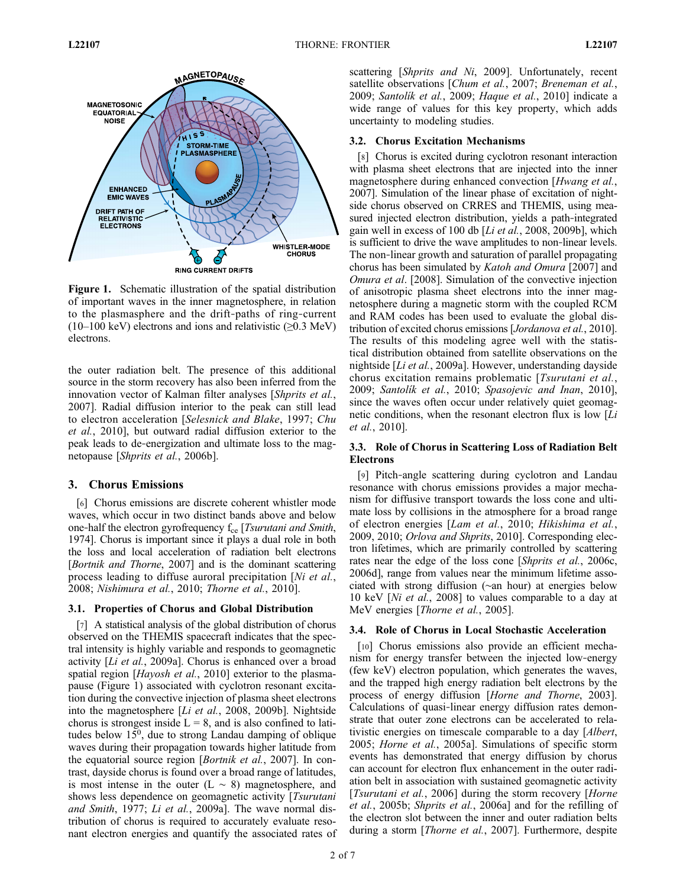**Figure 1.** Schematic illustration of the spatial distribution of important waves in the inner magnetosphere, in relation to the plasmasphere and the drift-paths of ring-current (10–100 keV) electrons and ions and relativistic (≥0.3 MeV) electrons.

the outer radiation belt. The presence of this additional source in the storm recovery has also been inferred from the innovation vector of Kalman filter analyses [*Shprits et al.*, 2007]. Radial diffusion interior to the peak can still lead to electron acceleration [*Selesnick and Blake*, 1997; *Chu et al.*, 2010], but outward radial diffusion exterior to the peak leads to de-energization and ultimate loss to the magnetopause [*Shprits et al.*, 2006b].

## 3. Chorus Emissions

[6] Chorus emissions are discrete coherent whistler mode waves, which occur in two distinct bands above and below one-half the electron gyrofrequency $f_{ce}$ [*Tsurutani and Smith*, 1974]. Chorus is important since it plays a dual role in both the loss and local acceleration of radiation belt electrons [*Bortnik and Thorne*, 2007] and is the dominant scattering process leading to diffuse auroral precipitation [*Ni et al.*, 2008; *Nishimura et al.*, 2010; *Thorne et al.*, 2010].

### 3.1. Properties of Chorus and Global Distribution

[7] A statistical analysis of the global distribution of chorus observed on the THEMIS spacecraft indicates that the spectral intensity is highly variable and responds to geomagnetic activity [*Li et al.*, 2009a]. Chorus is enhanced over a broad spatial region [*Hayosh et al.*, 2010] exterior to the plasmapause (Figure 1) associated with cyclotron resonant excitation during the convective injection of plasma sheet electrons into the magnetosphere [*Li et al.*, 2008, 2009b]. Nightside chorus is strongest inside L = 8, and is also confined to latitudes below $15^0$, due to strong Landau damping of oblique waves during their propagation towards higher latitude from the equatorial source region [*Bortnik et al.*, 2007]. In contrast, dayside chorus is found over a broad range of latitudes, is most intense in the outer (L ~ 8) magnetosphere, and shows less dependence on geomagnetic activity [*Tsurutani and Smith*, 1977; *Li et al.*, 2009a]. The wave normal distribution of chorus is required to accurately evaluate resonant electron energies and quantify the associated rates of scattering [*Shprits and Ni*, 2009]. Unfortunately, recent satellite observations [*Chum et al.*, 2007; *Breneman et al.*, 2009; *Santolík et al.*, 2009; *Haque et al.*, 2010] indicate a wide range of values for this key property, which adds uncertainty to modeling studies.

### 3.2. Chorus Excitation Mechanisms

[8] Chorus is excited during cyclotron resonant interaction with plasma sheet electrons that are injected into the inner magnetosphere during enhanced convection [*Hwang et al.*, 2007]. Simulation of the linear phase of excitation of nightside chorus observed on CRRES and THEMIS, using measured injected electron distribution, yields a path-integrated gain well in excess of 100 db [*Li et al.*, 2008, 2009b], which is sufficient to drive the wave amplitudes to non-linear levels. The non-linear growth and saturation of parallel propagating chorus has been simulated by *Katoh and Omura* [2007] and *Omura et al*. [2008]. Simulation of the convective injection of anisotropic plasma sheet electrons into the inner magnetosphere during a magnetic storm with the coupled RCM and RAM codes has been used to evaluate the global distribution of excited chorus emissions [*Jordanova et al.*, 2010]. The results of this modeling agree well with the statistical distribution obtained from satellite observations on the nightside [*Li et al.*, 2009a]. However, understanding dayside chorus excitation remains problematic [*Tsurutani et al.*, 2009; *Santolík et al.*, 2010; *Spasojevic and Inan*, 2010], since the waves often occur under relatively quiet geomagnetic conditions, when the resonant electron flux is low [*Li et al.*, 2010].

### 3.3. Role of Chorus in Scattering Loss of Radiation Belt Electrons

[9] Pitch-angle scattering during cyclotron and Landau resonance with chorus emissions provides a major mechanism for diffusive transport towards the loss cone and ultimate loss by collisions in the atmosphere for a broad range of electron energies [*Lam et al.*, 2010; *Hikishima et al.*, 2009, 2010; *Orlova and Shprits*, 2010]. Corresponding electron lifetimes, which are primarily controlled by scattering rates near the edge of the loss cone [*Shprits et al.*, 2006c, 2006d], range from values near the minimum lifetime associated with strong diffusion (~an hour) at energies below 10 keV [*Ni et al.*, 2008] to values comparable to a day at MeV energies [*Thorne et al.*, 2005].

### 3.4. Role of Chorus in Local Stochastic Acceleration

[10] Chorus emissions also provide an efficient mechanism for energy transfer between the injected low-energy (few keV) electron population, which generates the waves, and the trapped high energy radiation belt electrons by the process of energy diffusion [*Horne and Thorne*, 2003]. Calculations of quasi-linear energy diffusion rates demonstrate that outer zone electrons can be accelerated to relativistic energies on timescale comparable to a day [*Albert*, 2005; *Horne et al.*, 2005a]. Simulations of specific storm events has demonstrated that energy diffusion by chorus can account for electron flux enhancement in the outer radiation belt in association with sustained geomagnetic activity [*Tsurutani et al.*, 2006] during the storm recovery [*Horne et al.*, 2005b; *Shprits et al.*, 2006a] and for the refilling of the electron slot between the inner and outer radiation belts during a storm [*Thorne et al.*, 2007]. Furthermore, despite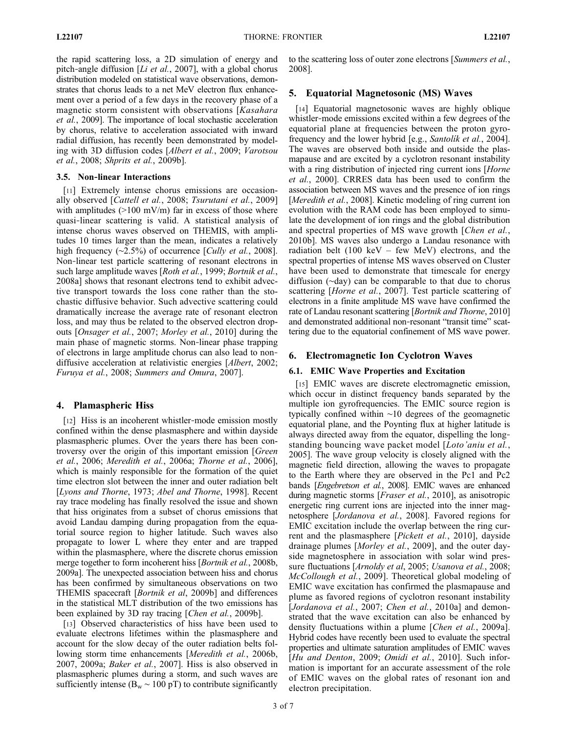the rapid scattering loss, a 2D simulation of energy and pitch-angle diffusion [*Li et al.*, 2007], with a global chorus distribution modeled on statistical wave observations, demonstrates that chorus leads to a net MeV electron flux enhancement over a period of a few days in the recovery phase of a magnetic storm consistent with observations [*Kasahara et al.*, 2009]. The importance of local stochastic acceleration by chorus, relative to acceleration associated with inward radial diffusion, has recently been demonstrated by modeling with 3D diffusion codes [*Albert et al.*, 2009; *Varotsou et al.*, 2008; *Shprits et al.*, 2009b].

### 3.5. Non-linear Interactions

[11] Extremely intense chorus emissions are occasionally observed [*Cattell et al.*, 2008; *Tsurutani et al.*, 2009] with amplitudes (>100 mV/m) far in excess of those where quasi-linear scattering is valid. A statistical analysis of intense chorus waves observed on THEMIS, with amplitudes 10 times larger than the mean, indicates a relatively high frequency (~2.5%) of occurrence [*Cully et al.*, 2008]. Non-linear test particle scattering of resonant electrons in such large amplitude waves [*Roth et al.*, 1999; *Bortnik et al.*, 2008a] shows that resonant electrons tend to exhibit advective transport towards the loss cone rather than the stochastic diffusive behavior. Such advective scattering could dramatically increase the average rate of resonant electron loss, and may thus be related to the observed electron dropouts [*Onsager et al.*, 2007; *Morley et al.*, 2010] during the main phase of magnetic storms. Non-linear phase trapping of electrons in large amplitude chorus can also lead to non-diffusive acceleration at relativistic energies [*Albert*, 2002; *Furuya et al.*, 2008; *Summers and Omura*, 2007].

## 4. Plamaspheric Hiss

[12] Hiss is an incoherent whistler-mode emission mostly confined within the dense plasmasphere and within dayside plasmaspheric plumes. Over the years there has been controversy over the origin of this important emission [*Green et al.*, 2006; *Meredith et al.*, 2006a; *Thorne et al.*, 2006], which is mainly responsible for the formation of the quiet time electron slot between the inner and outer radiation belt [*Lyons and Thorne*, 1973; *Abel and Thorne*, 1998]. Recent ray trace modeling has finally resolved the issue and shown that hiss originates from a subset of chorus emissions that avoid Landau damping during propagation from the equatorial source region to higher latitude. Such waves also propagate to lower L where they enter and are trapped within the plasmasphere, where the discrete chorus emission merge together to form incoherent hiss [*Bortnik et al.*, 2008b, 2009a]. The unexpected association between hiss and chorus has been confirmed by simultaneous observations on two THEMIS spacecraft [*Bortnik et al*, 2009b] and differences in the statistical MLT distribution of the two emissions has been explained by 3D ray tracing [*Chen et al.*, 2009b].

[13] Observed characteristics of hiss have been used to evaluate electrons lifetimes within the plasmasphere and account for the slow decay of the outer radiation belts following storm time enhancements [*Meredith et al.*, 2006b, 2007, 2009a; *Baker et al.*, 2007]. Hiss is also observed in plasmaspheric plumes during a storm, and such waves are sufficiently intense ($B_w$ ~ 100 pT) to contribute significantly to the scattering loss of outer zone electrons [*Summers et al.*, 2008].

## 5. Equatorial Magnetosonic (MS) Waves

[14] Equatorial magnetosonic waves are highly oblique whistler-mode emissions excited within a few degrees of the equatorial plane at frequencies between the proton gyrofrequency and the lower hybrid [e.g., *Santolík et al.*, 2004]. The waves are observed both inside and outside the plasmapause and are excited by a cyclotron resonant instability with a ring distribution of injected ring current ions [*Horne et al.*, 2000]. CRRES data has been used to confirm the association between MS waves and the presence of ion rings [*Meredith et al.*, 2008]. Kinetic modeling of ring current ion evolution with the RAM code has been employed to simulate the development of ion rings and the global distribution and spectral properties of MS wave growth [*Chen et al.*, 2010b]. MS waves also undergo a Landau resonance with radiation belt (100 keV – few MeV) electrons, and the spectral properties of intense MS waves observed on Cluster have been used to demonstrate that timescale for energy diffusion (~day) can be comparable to that due to chorus scattering [*Horne et al.*, 2007]. Test particle scattering of electrons in a finite amplitude MS wave have confirmed the rate of Landau resonant scattering [*Bortnik and Thorne*, 2010] and demonstrated additional non-resonant "transit time" scattering due to the equatorial confinement of MS wave power.

## 6. Electromagnetic Ion Cyclotron Waves

### 6.1. EMIC Wave Properties and Excitation

[15] EMIC waves are discrete electromagnetic emission, which occur in distinct frequency bands separated by the multiple ion gyrofrequencies. The EMIC source region is typically confined within ~10 degrees of the geomagnetic equatorial plane, and the Poynting flux at higher latitude is always directed away from the equator, dispelling the long-standing bouncing wave packet model [*Loto'aniu et al.*, 2005]. The wave group velocity is closely aligned with the magnetic field direction, allowing the waves to propagate to the Earth where they are observed in the Pc1 and Pc2 bands [*Engebretson et al.*, 2008]. EMIC waves are enhanced during magnetic storms [*Fraser et al.*, 2010], as anisotropic energetic ring current ions are injected into the inner magnetosphere [*Jordanova et al.*, 2008]. Favored regions for EMIC excitation include the overlap between the ring current and the plasmasphere [*Pickett et al.*, 2010], dayside drainage plumes [*Morley et al.*, 2009], and the outer dayside magnetosphere in association with solar wind pressure fluctuations [*Arnoldy et al*, 2005; *Usanova et al.*, 2008; *McCollough et al.*, 2009]. Theoretical global modeling of EMIC wave excitation has confirmed the plasmapause and plume as favored regions of cyclotron resonant instability [*Jordanova et al.*, 2007; *Chen et al.*, 2010a] and demonstrated that the wave excitation can also be enhanced by density fluctuations within a plume [*Chen et al.*, 2009a]. Hybrid codes have recently been used to evaluate the spectral properties and ultimate saturation amplitudes of EMIC waves [*Hu and Denton*, 2009; *Omidi et al.*, 2010]. Such information is important for an accurate assessment of the role of EMIC waves on the global rates of resonant ion and electron precipitation.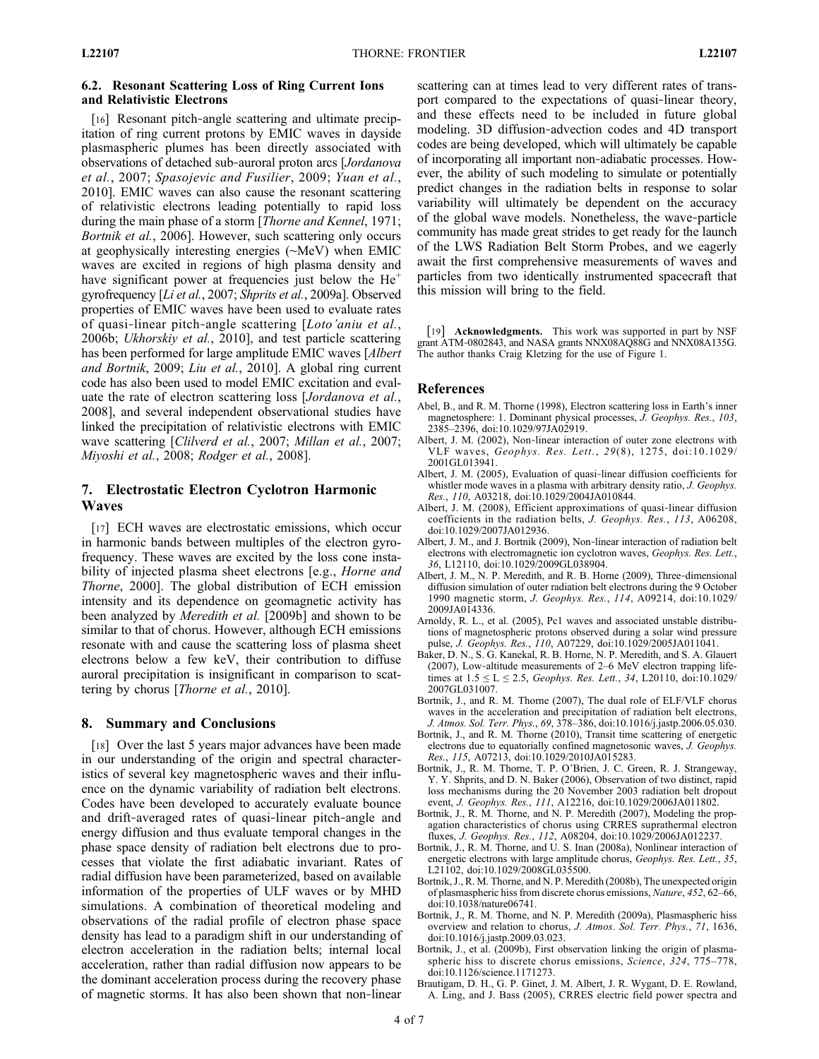### 6.2. Resonant Scattering Loss of Ring Current Ions and Relativistic Electrons

[16] Resonant pitch-angle scattering and ultimate precipitation of ring current protons by EMIC waves in dayside plasmaspheric plumes has been directly associated with observations of detached sub-auroral proton arcs [*Jordanova et al.*, 2007; *Spasojevic and Fusilier*, 2009; *Yuan et al.*, 2010]. EMIC waves can also cause the resonant scattering of relativistic electrons leading potentially to rapid loss during the main phase of a storm [*Thorne and Kennel*, 1971; *Bortnik et al.*, 2006]. However, such scattering only occurs at geophysically interesting energies (~MeV) when EMIC waves are excited in regions of high plasma density and have significant power at frequencies just below the $He^{+}$ gyrofrequency [*Li et al.*, 2007; *Shprits et al.*, 2009a]. Observed properties of EMIC waves have been used to evaluate rates of quasi-linear pitch-angle scattering [*Loto'aniu et al.*, 2006b; *Ukhorskiy et al.*, 2010], and test particle scattering has been performed for large amplitude EMIC waves [*Albert and Bortnik*, 2009; *Liu et al.*, 2010]. A global ring current code has also been used to model EMIC excitation and evaluate the rate of electron scattering loss [*Jordanova et al.*, 2008], and several independent observational studies have linked the precipitation of relativistic electrons with EMIC wave scattering [*Clilverd et al.*, 2007; *Millan et al.*, 2007; *Miyoshi et al.*, 2008; *Rodger et al.*, 2008].

## 7. Electrostatic Electron Cyclotron Harmonic Waves

[17] ECH waves are electrostatic emissions, which occur in harmonic bands between multiples of the electron gyrofrequency. These waves are excited by the loss cone instability of injected plasma sheet electrons [e.g., *Horne and Thorne*, 2000]. The global distribution of ECH emission intensity and its dependence on geomagnetic activity has been analyzed by *Meredith et al.* [2009b] and shown to be similar to that of chorus. However, although ECH emissions resonate with and cause the scattering loss of plasma sheet electrons below a few keV, their contribution to diffuse auroral precipitation is insignificant in comparison to scattering by chorus [*Thorne et al.*, 2010].

## 8. Summary and Conclusions

[18] Over the last 5 years major advances have been made in our understanding of the origin and spectral characteristics of several key magnetospheric waves and their influence on the dynamic variability of radiation belt electrons. Codes have been developed to accurately evaluate bounce and drift-averaged rates of quasi-linear pitch-angle and energy diffusion and thus evaluate temporal changes in the phase space density of radiation belt electrons due to processes that violate the first adiabatic invariant. Rates of radial diffusion have been parameterized, based on available information of the properties of ULF waves or by MHD simulations. A combination of theoretical modeling and observations of the radial profile of electron phase space density has lead to a paradigm shift in our understanding of electron acceleration in the radiation belts; internal local acceleration, rather than radial diffusion now appears to be the dominant acceleration process during the recovery phase of magnetic storms. It has also been shown that non-linear scattering can at times lead to very different rates of transport compared to the expectations of quasi-linear theory, and these effects need to be included in future global modeling. 3D diffusion-advection codes and 4D transport codes are being developed, which will ultimately be capable of incorporating all important non-adiabatic processes. However, the ability of such modeling to simulate or potentially predict changes in the radiation belts in response to solar variability will ultimately be dependent on the accuracy of the global wave models. Nonetheless, the wave-particle community has made great strides to get ready for the launch of the LWS Radiation Belt Storm Probes, and we eagerly await the first comprehensive measurements of waves and particles from two identically instrumented spacecraft that this mission will bring to the field.

[19] **Acknowledgments.** This work was supported in part by NSF grant ATM-0802843, and NASA grants NNX08AQ88G and NNX08A135G. The author thanks Craig Kletzing for the use of Figure 1.

## References

Abel, B., and R. M. Thorne (1998), Electron scattering loss in Earth's inner magnetosphere: 1. Dominant physical processes, *J. Geophys. Res.*, *103*, 2385–2396, doi:10.1029/97JA02919.

Albert, J. M. (2002), Non-linear interaction of outer zone electrons with VLF waves, *Geophys. Res. Lett.*, *29*(8), 1275, doi:10.1029/2001GL013941.

Albert, J. M. (2005), Evaluation of quasi-linear diffusion coefficients for whistler mode waves in a plasma with arbitrary density ratio, *J. Geophys. Res.*, *110*, A03218, doi:10.1029/2004JA010844.

Albert, J. M. (2008), Efficient approximations of quasi-linear diffusion coefficients in the radiation belts, *J. Geophys. Res.*, *113*, A06208, doi:10.1029/2007JA012936.

Albert, J. M., and J. Bortnik (2009), Non-linear interaction of radiation belt electrons with electromagnetic ion cyclotron waves, *Geophys. Res. Lett.*, *36*, L12110, doi:10.1029/2009GL038904.

Albert, J. M., N. P. Meredith, and R. B. Horne (2009), Three-dimensional diffusion simulation of outer radiation belt electrons during the 9 October 1990 magnetic storm, *J. Geophys. Res.*, *114*, A09214, doi:10.1029/2009JA014336.

Arnoldy, R. L., et al. (2005), Pc1 waves and associated unstable distributions of magnetospheric protons observed during a solar wind pressure pulse, *J. Geophys. Res.*, *110*, A07229, doi:10.1029/2005JA011041.

Baker, D. N., S. G. Kanekal, R. B. Horne, N. P. Meredith, and S. A. Glauert (2007), Low-altitude measurements of 2–6 MeV electron trapping lifetimes at $1.5 \leq L \leq 2.5$, *Geophys. Res. Lett.*, *34*, L20110, doi:10.1029/2007GL031007.

Bortnik, J., and R. M. Thorne (2007), The dual role of ELF/VLF chorus waves in the acceleration and precipitation of radiation belt electrons, *J. Atmos. Sol. Terr. Phys.*, *69*, 378–386, doi:10.1016/j.jastp.2006.05.030.

Bortnik, J., and R. M. Thorne (2010), Transit time scattering of energetic electrons due to equatorially confined magnetosonic waves, *J. Geophys. Res.*, *115*, A07213, doi:10.1029/2010JA015283.

Bortnik, J., R. M. Thorne, T. P. O'Brien, J. C. Green, R. J. Strangeway, Y. Y. Shprits, and D. N. Baker (2006), Observation of two distinct, rapid loss mechanisms during the 20 November 2003 radiation belt dropout event, *J. Geophys. Res.*, *111*, A12216, doi:10.1029/2006JA011802.

Bortnik, J., R. M. Thorne, and N. P. Meredith (2007), Modeling the propagation characteristics of chorus using CRRES suprathermal electron fluxes, *J. Geophys. Res.*, *112*, A08204, doi:10.1029/2006JA012237.

Bortnik, J., R. M. Thorne, and U. S. Inan (2008a), Nonlinear interaction of energetic electrons with large amplitude chorus, *Geophys. Res. Lett.*, *35*, L21102, doi:10.1029/2008GL035500.

Bortnik, J., R. M. Thorne, and N. P. Meredith (2008b), The unexpected origin of plasmaspheric hiss from discrete chorus emissions, *Nature*, *452*, 62–66, doi:10.1038/nature06741.

Bortnik, J., R. M. Thorne, and N. P. Meredith (2009a), Plasmaspheric hiss overview and relation to chorus, *J. Atmos. Sol. Terr. Phys.*, *71*, 1636, doi:10.1016/j.jastp.2009.03.023.

Bortnik, J., et al. (2009b), First observation linking the origin of plasmaspheric hiss to discrete chorus emissions, *Science*, *324*, 775–778, doi:10.1126/science.1171273.

Brautigam, D. H., G. P. Ginet, J. M. Albert, J. R. Wygant, D. E. Rowland, A. Ling, and J. Bass (2005), CRRES electric field power spectra and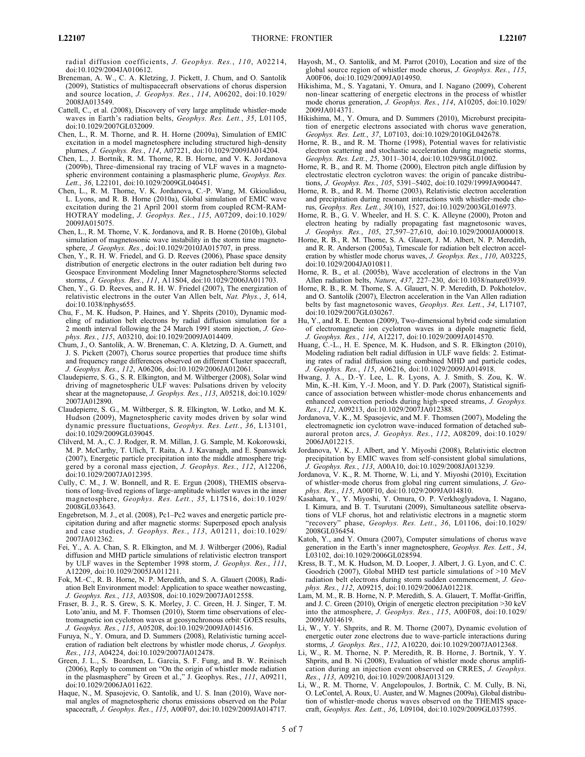radial diffusion coefficients, *J. Geophys. Res.*, *110*, A02214, doi:10.1029/2004JA010612.

Breneman, A. W., C. A. Kletzing, J. Pickett, J. Chum, and O. Santolík (2009), Statistics of multispacecraft observations of chorus dispersion and source location, *J. Geophys. Res.*, *114*, A06202, doi:10.1029/2008JA013549.

Cattell, C., et al. (2008), Discovery of very large amplitude whistler-mode waves in Earth's radiation belts, *Geophys. Res. Lett.*, *35*, L01105, doi:10.1029/2007GL032009.

Chen, L., R. M. Thorne, and R. H. Horne (2009a), Simulation of EMIC excitation in a model magnetosphere including structured high-density plumes, *J. Geophys. Res.*, *114*, A07221, doi:10.1029/2009JA014204.

Chen, L., J. Bortnik, R. M. Thorne, R. B. Horne, and V. K. Jordanova (2009b), Three-dimensional ray tracing of VLF waves in a magnetospheric environment containing a plasmaspheric plume, *Geophys. Res. Lett.*, *36*, L22101, doi:10.1029/2009GL040451.

Chen, L., R. M. Thorne, V. K. Jordanova, C.-P. Wang, M. Gkioulidou, L. Lyons, and R. B. Horne (2010a), Global simulation of EMIC wave excitation during the 21 April 2001 storm from coupled RCM-RAM-HOTRAY modeling, *J. Geophys. Res.*, *115*, A07209, doi:10.1029/2009JA015075.

Chen, L., R. M. Thorne, V. K. Jordanova, and R. B. Horne (2010b), Global simulation of magnetosonic wave instability in the storm time magnetosphere, *J. Geophys. Res.*, doi:10.1029/2010JA015707, in press.

Chen, Y., R. H. W. Friedel, and G. D. Reeves (2006), Phase space density distribution of energetic electrons in the outer radiation belt during two Geospace Environment Modeling Inner Magnetosphere/Storms selected storms, *J. Geophys. Res.*, *111*, A11S04, doi:10.1029/2006JA011703.

Chen, Y., G. D. Reeves, and R. H. W. Friedel (2007), The energization of relativistic electrons in the outer Van Allen belt, *Nat. Phys.*, *3*, 614, doi:10.1038/nphys655.

Chu, F., M. K. Hudson, P. Haines, and Y. Shprits (2010), Dynamic modeling of radiation belt electrons by radial diffusion simulation for a 2 month interval following the 24 March 1991 storm injection, *J. Geophys. Res.*, *115*, A03210, doi:10.1029/2009JA014409.

Chum, J., O. Santolík, A. W. Breneman, C. A. Kletzing, D. A. Gurnett, and J. S. Pickett (2007), Chorus source properties that produce time shifts and frequency range differences observed on different Cluster spacecraft, *J. Geophys. Res.*, *112*, A06206, doi:10.1029/2006JA012061.

Claudepierre, S. G., S. R. Elkington, and M. Wiltberger (2008), Solar wind driving of magnetospheric ULF waves: Pulsations driven by velocity shear at the magnetopause, *J. Geophys. Res.*, *113*, A05218, doi:10.1029/2007JA012890.

Claudepierre, S. G., M. Wiltberger, S. R. Elkington, W. Lotko, and M. K. Hudson (2009), Magnetospheric cavity modes driven by solar wind dynamic pressure fluctuations, *Geophys. Res. Lett.*, *36*, L13101, doi:10.1029/2009GL039045.

Clilverd, M. A., C. J. Rodger, R. M. Millan, J. G. Sample, M. Kokorowski, M. P. McCarthy, T. Ulich, T. Raita, A. J. Kavanagh, and E. Spanswick (2007), Energetic particle precipitation into the middle atmosphere triggered by a coronal mass ejection, *J. Geophys. Res.*, *112*, A12206, doi:10.1029/2007JA012395.

Cully, C. M., J. W. Bonnell, and R. E. Ergun (2008), THEMIS observations of long-lived regions of large-amplitude whistler waves in the inner magnetosphere, *Geophys. Res. Lett.*, *35*, L17S16, doi:10.1029/2008GL033643.

Engebretson, M. J., et al. (2008), Pc1–Pc2 waves and energetic particle precipitation during and after magnetic storms: Superposed epoch analysis and case studies, *J. Geophys. Res.*, *113*, A01211, doi:10.1029/2007JA012362.

Fei, Y., A. A. Chan, S. R. Elkington, and M. J. Wiltberger (2006), Radial diffusion and MHD particle simulations of relativistic electron transport by ULF waves in the September 1998 storm, *J. Geophys. Res.*, *111*, A12209, doi:10.1029/2005JA011211.

Fok, M.-C., R. B. Horne, N. P. Meredith, and S. A. Glauert (2008), Radiation Belt Environment model: Application to space weather nowcasting, *J. Geophys. Res.*, *113*, A03S08, doi:10.1029/2007JA012558.

Fraser, B. J., R. S. Grew, S. K. Morley, J. C. Green, H. J. Singer, T. M. Loto'aniu, and M. F. Thomsen (2010), Storm time observations of electromagnetic ion cyclotron waves at geosynchronous orbit: GOES results, *J. Geophys. Res.*, *115*, A05208, doi:10.1029/2009JA014516.

Furuya, N., Y. Omura, and D. Summers (2008), Relativistic turning acceleration of radiation belt electrons by whistler mode chorus, *J. Geophys. Res.*, *113*, A04224, doi:10.1029/2007JA012478.

Green, J. L., S. Boardsen, L. Garcia, S. F. Fung, and B. W. Reinisch (2006), Reply to comment on "On the origin of whistler mode radiation in the plasmasphere" by Green et al.," J. Geophys. Res., *111*, A09211, doi:10.1029/2006JA011622.

Haque, N., M. Spasojevic, O. Santolík, and U. S. Inan (2010), Wave normal angles of magnetospheric chorus emissions observed on the Polar spacecraft, *J. Geophys. Res.*, *115*, A00F07, doi:10.1029/2009JA014717.

Hayosh, M., O. Santolík, and M. Parrot (2010), Location and size of the global source region of whistler mode chorus, *J. Geophys. Res.*, *115*, A00F06, doi:10.1029/2009JA014950.

Hikishima, M., S. Yagitani, Y. Omura, and I. Nagano (2009), Coherent non-linear scattering of energetic electrons in the process of whistler mode chorus generation, *J. Geophys. Res.*, *114*, A10205, doi:10.1029/2009JA014371.

Hikishima, M., Y. Omura, and D. Summers (2010), Microburst precipitation of energetic electrons associated with chorus wave generation, *Geophys. Res. Lett.*, *37*, L07103, doi:10.1029/2010GL042678.

Horne, R. B., and R. M. Thorne (1998), Potential waves for relativistic electron scattering and stochastic acceleration during magnetic storms, *Geophys. Res. Lett.*, *25*, 3011–3014, doi:10.1029/98GL01002.

Horne, R. B., and R. M. Thorne (2000), Electron pitch angle diffusion by electrostatic electron cyclotron waves: the origin of pancake distributions, *J. Geophys. Res.*, *105*, 5391–5402, doi:10.1029/1999JA900447.

Horne, R. B., and R. M. Thorne (2003), Relativistic electron acceleration and precipitation during resonant interactions with whistler-mode chorus, *Geophys. Res. Lett.*, *30*(10), 1527, doi:10.1029/2003GL016973.

Horne, R. B., G. V. Wheeler, and H. S. C. K. Alleyne (2000), Proton and electron heating by radially propagating fast magnetosonic waves, *J. Geophys. Res.*, *105*, 27,597–27,610, doi:10.1029/2000JA000018.

Horne, R. B., R. M. Thorne, S. A. Glauert, J. M. Albert, N. P. Meredith, and R. R. Anderson (2005a), Timescale for radiation belt electron acceleration by whistler mode chorus waves, *J. Geophys. Res.*, *110*, A03225, doi:10.1029/2004JA010811.

Horne, R. B., et al. (2005b), Wave acceleration of electrons in the Van Allen radiation belts, *Nature*, *437*, 227–230, doi:10.1038/nature03939.

Horne, R. B., R. M. Thorne, S. A. Glauert, N. P. Meredith, D. Pokhotelov, and O. Santolík (2007), Electron acceleration in the Van Allen radiation belts by fast magnetosonic waves, *Geophys. Res. Lett.*, *34*, L17107, doi:10.1029/2007GL030267.

Hu, Y., and R. E. Denton (2009), Two-dimensional hybrid code simulation of electromagnetic ion cyclotron waves in a dipole magnetic field, *J. Geophys. Res.*, *114*, A12217, doi:10.1029/2009JA014570.

Huang, C.-L., H. E. Spence, M. K. Hudson, and S. R. Elkington (2010), Modeling radiation belt radial diffusion in ULF wave fields: 2. Estimating rates of radial diffusion using combined MHD and particle codes, *J. Geophys. Res.*, *115*, A06216, doi:10.1029/2009JA014918.

Hwang, J. A., D.-Y. Lee, L. R. Lyons, A. J. Smith, S. Zou, K. W. Min, K.-H. Kim, Y.-J. Moon, and Y. D. Park (2007), Statistical significance of association between whistler-mode chorus enhancements and enhanced convection periods during high-speed streams, *J. Geophys. Res.*, *112*, A09213, doi:10.1029/2007JA012388.

Jordanova, V. K., M. Spasojevic, and M. F. Thomsen (2007), Modeling the electromagnetic ion cyclotron wave-induced formation of detached subauroral proton arcs, *J. Geophys. Res.*, *112*, A08209, doi:10.1029/2006JA012215.

Jordanova, V. K., J. Albert, and Y. Miyoshi (2008), Relativistic electron precipitation by EMIC waves from self-consistent global simulations, *J. Geophys. Res.*, *113*, A00A10, doi:10.1029/2008JA013239.

Jordanova, V. K., R. M. Thorne, W. Li, and Y. Miyoshi (2010), Excitation of whistler-mode chorus from global ring current simulations, *J. Geophys. Res.*, *115*, A00F10, doi:10.1029/2009JA014810.

Kasahara, Y., Y. Miyoshi, Y. Omura, O. P. Verkhoglyadova, I. Nagano, I. Kimura, and B. T. Tsurutani (2009), Simultaneous satellite observations of VLF chorus, hot and relativistic electrons in a magnetic storm "recovery" phase, *Geophys. Res. Lett.*, *36*, L01106, doi:10.1029/2008GL036454.

Katoh, Y., and Y. Omura (2007), Computer simulations of chorus wave generation in the Earth's inner magnetosphere, *Geophys. Res. Lett.*, *34*, L03102, doi:10.1029/2006GL028594.

Kress, B. T., M. K. Hudson, M. D. Looper, J. Albert, J. G. Lyon, and C. C. Goodrich (2007), Global MHD test particle simulations of >10 MeV radiation belt electrons during storm sudden commencement, *J. Geophys. Res.*, *112*, A09215, doi:10.1029/2006JA012218.

Lam, M. M., R. B. Horne, N. P. Meredith, S. A. Glauert, T. Moffat-Griffin, and J. C. Green (2010), Origin of energetic electron precipitation >30 keV into the atmosphere, *J. Geophys. Res.*, *115*, A00F08, doi:10.1029/2009JA014619.

Li, W., Y. Y. Shprits, and R. M. Thorne (2007), Dynamic evolution of energetic outer zone electrons due to wave-particle interactions during storms, *J. Geophys. Res.*, *112*, A10220, doi:10.1029/2007JA012368.

Li, W., R. M. Thorne, N. P. Meredith, R. B. Horne, J. Bortnik, Y. Y. Shprits, and B. Ni (2008), Evaluation of whistler mode chorus amplification during an injection event observed on CRRES, *J. Geophys. Res.*, *113*, A09210, doi:10.1029/2008JA013129.

Li, W., R. M. Thorne, V. Angelopoulos, J. Bortnik, C. M. Cully, B. Ni, O. LeContel, A. Roux, U. Auster, and W. Magnes (2009a), Global distribution of whistler-mode chorus waves observed on the THEMIS spacecraft, *Geophys. Res. Lett.*, *36*, L09104, doi:10.1029/2009GL037595.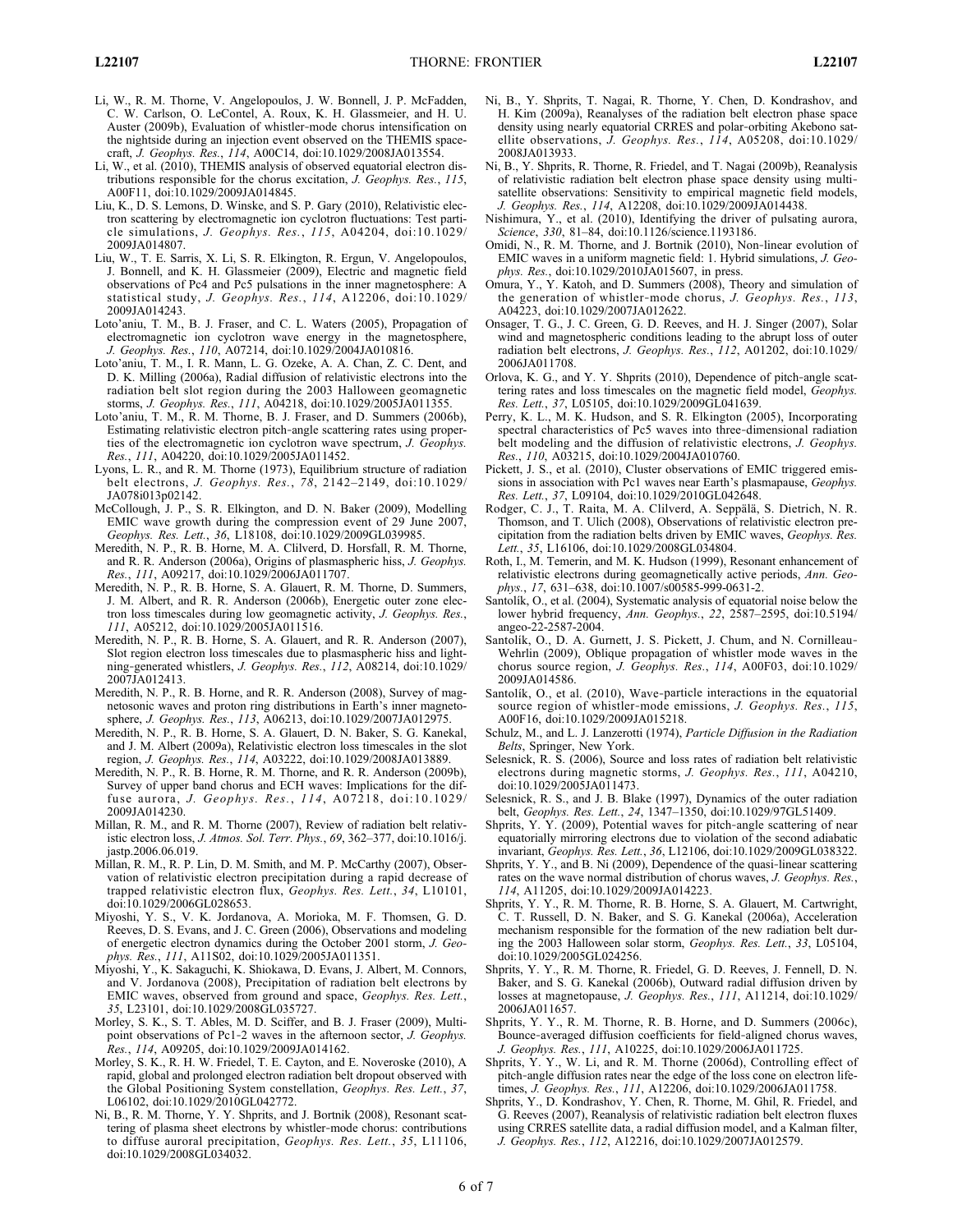Li, W., R. M. Thorne, V. Angelopoulos, J. W. Bonnell, J. P. McFadden, C. W. Carlson, O. LeContel, A. Roux, K. H. Glassmeier, and H. U. Auster (2009b), Evaluation of whistler-mode chorus intensification on the nightside during an injection event observed on the THEMIS spacecraft, *J. Geophys. Res.*, *114*, A00C14, doi:10.1029/2008JA013554.

Li, W., et al. (2010), THEMIS analysis of observed equatorial electron distributions responsible for the chorus excitation, *J. Geophys. Res.*, *115*, A00F11, doi:10.1029/2009JA014845.

Liu, K., D. S. Lemons, D. Winske, and S. P. Gary (2010), Relativistic electron scattering by electromagnetic ion cyclotron fluctuations: Test particle simulations, *J. Geophys. Res.*, *115*, A04204, doi:10.1029/2009JA014807.

Liu, W., T. E. Sarris, X. Li, S. R. Elkington, R. Ergun, V. Angelopoulos, J. Bonnell, and K. H. Glassmeier (2009), Electric and magnetic field observations of Pc4 and Pc5 pulsations in the inner magnetosphere: A statistical study, *J. Geophys. Res.*, *114*, A12206, doi:10.1029/2009JA014243.

Loto'aniu, T. M., B. J. Fraser, and C. L. Waters (2005), Propagation of electromagnetic ion cyclotron wave energy in the magnetosphere, *J. Geophys. Res.*, *110*, A07214, doi:10.1029/2004JA010816.

Loto'aniu, T. M., I. R. Mann, L. G. Ozeke, A. A. Chan, Z. C. Dent, and D. K. Milling (2006a), Radial diffusion of relativistic electrons into the radiation belt slot region during the 2003 Halloween geomagnetic storms, *J. Geophys. Res.*, *111*, A04218, doi:10.1029/2005JA011355.

Loto'aniu, T. M., R. M. Thorne, B. J. Fraser, and D. Summers (2006b), Estimating relativistic electron pitch-angle scattering rates using properties of the electromagnetic ion cyclotron wave spectrum, *J. Geophys. Res.*, *111*, A04220, doi:10.1029/2005JA011452.

Lyons, L. R., and R. M. Thorne (1973), Equilibrium structure of radiation belt electrons, *J. Geophys. Res.*, *78*, 2142–2149, doi:10.1029/JA078i013p02142.

McCollough, J. P., S. R. Elkington, and D. N. Baker (2009), Modelling EMIC wave growth during the compression event of 29 June 2007, *Geophys. Res. Lett.*, *36*, L18108, doi:10.1029/2009GL039985.

Meredith, N. P., R. B. Horne, M. A. Clilverd, D. Horsfall, R. M. Thorne, and R. R. Anderson (2006a), Origins of plasmaspheric hiss, *J. Geophys. Res.*, *111*, A09217, doi:10.1029/2006JA011707.

Meredith, N. P., R. B. Horne, S. A. Glauert, R. M. Thorne, D. Summers, J. M. Albert, and R. R. Anderson (2006b), Energetic outer zone electron loss timescales during low geomagnetic activity, *J. Geophys. Res.*, *111*, A05212, doi:10.1029/2005JA011516.

Meredith, N. P., R. B. Horne, S. A. Glauert, and R. R. Anderson (2007), Slot region electron loss timescales due to plasmaspheric hiss and lightning-generated whistlers, *J. Geophys. Res.*, *112*, A08214, doi:10.1029/2007JA012413.

Meredith, N. P., R. B. Horne, and R. R. Anderson (2008), Survey of magnetosonic waves and proton ring distributions in Earth's inner magnetosphere, *J. Geophys. Res.*, *113*, A06213, doi:10.1029/2007JA012975.

Meredith, N. P., R. B. Horne, S. A. Glauert, D. N. Baker, S. G. Kanekal, and J. M. Albert (2009a), Relativistic electron loss timescales in the slot region, *J. Geophys. Res.*, *114*, A03222, doi:10.1029/2008JA013889.

Meredith, N. P., R. B. Horne, R. M. Thorne, and R. R. Anderson (2009b), Survey of upper band chorus and ECH waves: Implications for the diffuse aurora, *J. Geophys. Res.*, *114*, A07218, doi:10.1029/2009JA014230.

Millan, R. M., and R. M. Thorne (2007), Review of radiation belt relativistic electron loss, *J. Atmos. Sol. Terr. Phys.*, *69*, 362–377, doi:10.1016/j.jastp.2006.06.019.

Millan, R. M., R. P. Lin, D. M. Smith, and M. P. McCarthy (2007), Observation of relativistic electron precipitation during a rapid decrease of trapped relativistic electron flux, *Geophys. Res. Lett.*, *34*, L10101, doi:10.1029/2006GL028653.

Miyoshi, Y. S., V. K. Jordanova, A. Morioka, M. F. Thomsen, G. D. Reeves, D. S. Evans, and J. C. Green (2006), Observations and modeling of energetic electron dynamics during the October 2001 storm, *J. Geophys. Res.*, *111*, A11S02, doi:10.1029/2005JA011351.

Miyoshi, Y., K. Sakaguchi, K. Shiokawa, D. Evans, J. Albert, M. Connors, and V. Jordanova (2008), Precipitation of radiation belt electrons by EMIC waves, observed from ground and space, *Geophys. Res. Lett.*, *35*, L23101, doi:10.1029/2008GL035727.

Morley, S. K., S. T. Ables, M. D. Sciffer, and B. J. Fraser (2009), Multipoint observations of Pc1-2 waves in the afternoon sector, *J. Geophys. Res.*, *114*, A09205, doi:10.1029/2009JA014162.

Morley, S. K., R. H. W. Friedel, T. E. Cayton, and E. Noveroske (2010), A rapid, global and prolonged electron radiation belt dropout observed with the Global Positioning System constellation, *Geophys. Res. Lett.*, *37*, L06102, doi:10.1029/2010GL042772.

Ni, B., R. M. Thorne, Y. Y. Shprits, and J. Bortnik (2008), Resonant scattering of plasma sheet electrons by whistler-mode chorus: contributions to diffuse auroral precipitation, *Geophys. Res. Lett.*, *35*, L11106, doi:10.1029/2008GL034032.

Ni, B., Y. Shprits, T. Nagai, R. Thorne, Y. Chen, D. Kondrashov, and H. Kim (2009a), Reanalyses of the radiation belt electron phase space density using nearly equatorial CRRES and polar-orbiting Akebono satellite observations, *J. Geophys. Res.*, *114*, A05208, doi:10.1029/2008JA013933.

Ni, B., Y. Shprits, R. Thorne, R. Friedel, and T. Nagai (2009b), Reanalysis of relativistic radiation belt electron phase space density using multi-satellite observations: Sensitivity to empirical magnetic field models, *J. Geophys. Res.*, *114*, A12208, doi:10.1029/2009JA014438.

Nishimura, Y., et al. (2010), Identifying the driver of pulsating aurora, *Science*, *330*, 81–84, doi:10.1126/science.1193186.

Omidi, N., R. M. Thorne, and J. Bortnik (2010), Non-linear evolution of EMIC waves in a uniform magnetic field: 1. Hybrid simulations, *J. Geophys. Res.*, doi:10.1029/2010JA015607, in press.

Omura, Y., Y. Katoh, and D. Summers (2008), Theory and simulation of the generation of whistler-mode chorus, *J. Geophys. Res.*, *113*, A04223, doi:10.1029/2007JA012622.

Onsager, T. G., J. C. Green, G. D. Reeves, and H. J. Singer (2007), Solar wind and magnetospheric conditions leading to the abrupt loss of outer radiation belt electrons, *J. Geophys. Res.*, *112*, A01202, doi:10.1029/2006JA011708.

Orlova, K. G., and Y. Y. Shprits (2010), Dependence of pitch-angle scattering rates and loss timescales on the magnetic field model, *Geophys. Res. Lett.*, *37*, L05105, doi:10.1029/2009GL041639.

Perry, K. L., M. K. Hudson, and S. R. Elkington (2005), Incorporating spectral characteristics of Pc5 waves into three-dimensional radiation belt modeling and the diffusion of relativistic electrons, *J. Geophys. Res.*, *110*, A03215, doi:10.1029/2004JA010760.

Pickett, J. S., et al. (2010), Cluster observations of EMIC triggered emissions in association with Pc1 waves near Earth's plasmapause, *Geophys. Res. Lett.*, *37*, L09104, doi:10.1029/2010GL042648.

Rodger, C. J., T. Raita, M. A. Clilverd, A. Seppälä, S. Dietrich, N. R. Thomson, and T. Ulich (2008), Observations of relativistic electron precipitation from the radiation belts driven by EMIC waves, *Geophys. Res. Lett.*, *35*, L16106, doi:10.1029/2008GL034804.

Roth, I., M. Temerin, and M. K. Hudson (1999), Resonant enhancement of relativistic electrons during geomagnetically active periods, *Ann. Geophys.*, *17*, 631–638, doi:10.1007/s00585-999-0631-2.

Santolík, O., et al. (2004), Systematic analysis of equatorial noise below the lower hybrid frequency, *Ann. Geophys.*, *22*, 2587–2595, doi:10.5194/angeo-22-2587-2004.

Santolík, O., D. A. Gurnett, J. S. Pickett, J. Chum, and N. Cornilleau-Wehrlin (2009), Oblique propagation of whistler mode waves in the chorus source region, *J. Geophys. Res.*, *114*, A00F03, doi:10.1029/2009JA014586.

Santolík, O., et al. (2010), Wave-particle interactions in the equatorial source region of whistler-mode emissions, *J. Geophys. Res.*, *115*, A00F16, doi:10.1029/2009JA015218.

Schulz, M., and L. J. Lanzerotti (1974), *Particle Diffusion in the Radiation Belts*, Springer, New York.

Selesnick, R. S. (2006), Source and loss rates of radiation belt relativistic electrons during magnetic storms, *J. Geophys. Res.*, *111*, A04210, doi:10.1029/2005JA011473.

Selesnick, R. S., and J. B. Blake (1997), Dynamics of the outer radiation belt, *Geophys. Res. Lett.*, *24*, 1347–1350, doi:10.1029/97GL51409.

Shprits, Y. Y. (2009), Potential waves for pitch-angle scattering of near equatorially mirroring electrons due to violation of the second adiabatic invariant, *Geophys. Res. Lett.*, *36*, L12106, doi:10.1029/2009GL038322.

Shprits, Y. Y., and B. Ni (2009), Dependence of the quasi-linear scattering rates on the wave normal distribution of chorus waves, *J. Geophys. Res.*, *114*, A11205, doi:10.1029/2009JA014223.

Shprits, Y. Y., R. M. Thorne, R. B. Horne, S. A. Glauert, M. Cartwright, C. T. Russell, D. N. Baker, and S. G. Kanekal (2006a), Acceleration mechanism responsible for the formation of the new radiation belt during the 2003 Halloween solar storm, *Geophys. Res. Lett.*, *33*, L05104, doi:10.1029/2005GL024256.

Shprits, Y. Y., R. M. Thorne, R. Friedel, G. D. Reeves, J. Fennell, D. N. Baker, and S. G. Kanekal (2006b), Outward radial diffusion driven by losses at magnetopause, *J. Geophys. Res.*, *111*, A11214, doi:10.1029/2006JA011657.

Shprits, Y. Y., R. M. Thorne, R. B. Horne, and D. Summers (2006c), Bounce-averaged diffusion coefficients for field-aligned chorus waves, *J. Geophys. Res.*, *111*, A10225, doi:10.1029/2006JA011725.

Shprits, Y. Y., W. Li, and R. M. Thorne (2006d), Controlling effect of pitch-angle diffusion rates near the edge of the loss cone on electron lifetimes, *J. Geophys. Res.*, *111*, A12206, doi:10.1029/2006JA011758.

Shprits, Y., D. Kondrashov, Y. Chen, R. Thorne, M. Ghil, R. Friedel, and G. Reeves (2007), Reanalysis of relativistic radiation belt electron fluxes using CRRES satellite data, a radial diffusion model, and a Kalman filter, *J. Geophys. Res.*, *112*, A12216, doi:10.1029/2007JA012579.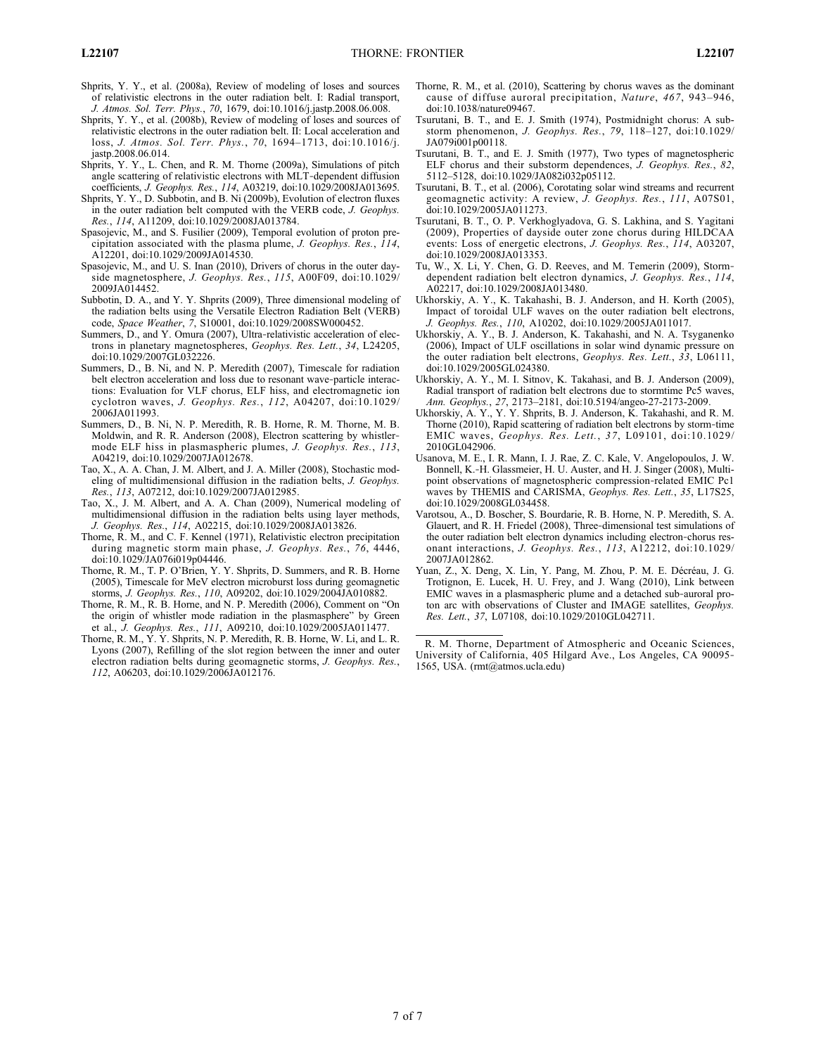Shprits, Y. Y., et al. (2008a), Review of modeling of loses and sources of relativistic electrons in the outer radiation belt. I: Radial transport, *J. Atmos. Sol. Terr. Phys.*, *70*, 1679, doi:10.1016/j.jastp.2008.06.008.

Shprits, Y. Y., et al. (2008b), Review of modeling of loses and sources of relativistic electrons in the outer radiation belt. II: Local acceleration and loss, *J. Atmos. Sol. Terr. Phys.*, *70*, 1694–1713, doi:10.1016/j.jastp.2008.06.014.

Shprits, Y. Y., L. Chen, and R. M. Thorne (2009a), Simulations of pitch angle scattering of relativistic electrons with MLT-dependent diffusion coefficients, *J. Geophys. Res.*, *114*, A03219, doi:10.1029/2008JA013695.

Shprits, Y. Y., D. Subbotin, and B. Ni (2009b), Evolution of electron fluxes in the outer radiation belt computed with the VERB code, *J. Geophys. Res.*, *114*, A11209, doi:10.1029/2008JA013784.

Spasojevic, M., and S. Fusilier (2009), Temporal evolution of proton precipitation associated with the plasma plume, *J. Geophys. Res.*, *114*, A12201, doi:10.1029/2009JA014530.

Spasojevic, M., and U. S. Inan (2010), Drivers of chorus in the outer dayside magnetosphere, *J. Geophys. Res.*, *115*, A00F09, doi:10.1029/2009JA014452.

Subbotin, D. A., and Y. Y. Shprits (2009), Three dimensional modeling of the radiation belts using the Versatile Electron Radiation Belt (VERB) code, *Space Weather*, *7*, S10001, doi:10.1029/2008SW000452.

Summers, D., and Y. Omura (2007), Ultra-relativistic acceleration of electrons in planetary magnetospheres, *Geophys. Res. Lett.*, *34*, L24205, doi:10.1029/2007GL032226.

Summers, D., B. Ni, and N. P. Meredith (2007), Timescale for radiation belt electron acceleration and loss due to resonant wave-particle interactions: Evaluation for VLF chorus, ELF hiss, and electromagnetic ion cyclotron waves, *J. Geophys. Res.*, *112*, A04207, doi:10.1029/2006JA011993.

Summers, D., B. Ni, N. P. Meredith, R. B. Horne, R. M. Thorne, M. B. Moldwin, and R. R. Anderson (2008), Electron scattering by whistler-mode ELF hiss in plasmaspheric plumes, *J. Geophys. Res.*, *113*, A04219, doi:10.1029/2007JA012678.

Tao, X., A. A. Chan, J. M. Albert, and J. A. Miller (2008), Stochastic modeling of multidimensional diffusion in the radiation belts, *J. Geophys. Res.*, *113*, A07212, doi:10.1029/2007JA012985.

Tao, X., J. M. Albert, and A. A. Chan (2009), Numerical modeling of multidimensional diffusion in the radiation belts using layer methods, *J. Geophys. Res.*, *114*, A02215, doi:10.1029/2008JA013826.

Thorne, R. M., and C. F. Kennel (1971), Relativistic electron precipitation during magnetic storm main phase, *J. Geophys. Res.*, *76*, 4446, doi:10.1029/JA076i019p04446.

Thorne, R. M., T. P. O'Brien, Y. Y. Shprits, D. Summers, and R. B. Horne (2005), Timescale for MeV electron microburst loss during geomagnetic storms, *J. Geophys. Res.*, *110*, A09202, doi:10.1029/2004JA010882.

Thorne, R. M., R. B. Horne, and N. P. Meredith (2006), Comment on "On the origin of whistler mode radiation in the plasmasphere" by Green et al., *J. Geophys. Res.*, *111*, A09210, doi:10.1029/2005JA011477.

Thorne, R. M., Y. Y. Shprits, N. P. Meredith, R. B. Horne, W. Li, and L. R. Lyons (2007), Refilling of the slot region between the inner and outer electron radiation belts during geomagnetic storms, *J. Geophys. Res.*, *112*, A06203, doi:10.1029/2006JA012176.

Thorne, R. M., et al. (2010), Scattering by chorus waves as the dominant cause of diffuse auroral precipitation, *Nature*, *467*, 943–946, doi:10.1038/nature09467.

Tsurutani, B. T., and E. J. Smith (1974), Postmidnight chorus: A substorm phenomenon, *J. Geophys. Res.*, *79*, 118–127, doi:10.1029/JA079i001p00118.

Tsurutani, B. T., and E. J. Smith (1977), Two types of magnetospheric ELF chorus and their substorm dependences, *J. Geophys. Res.*, *82*, 5112–5128, doi:10.1029/JA082i032p05112.

Tsurutani, B. T., et al. (2006), Corotating solar wind streams and recurrent geomagnetic activity: A review, *J. Geophys. Res.*, *111*, A07S01, doi:10.1029/2005JA011273.

Tsurutani, B. T., O. P. Verkhoglyadova, G. S. Lakhina, and S. Yagitani (2009), Properties of dayside outer zone chorus during HILDCAA events: Loss of energetic electrons, *J. Geophys. Res.*, *114*, A03207, doi:10.1029/2008JA013353.

Tu, W., X. Li, Y. Chen, G. D. Reeves, and M. Temerin (2009), Storm-dependent radiation belt electron dynamics, *J. Geophys. Res.*, *114*, A02217, doi:10.1029/2008JA013480.

Ukhorskiy, A. Y., K. Takahashi, B. J. Anderson, and H. Korth (2005), Impact of toroidal ULF waves on the outer radiation belt electrons, *J. Geophys. Res.*, *110*, A10202, doi:10.1029/2005JA011017.

Ukhorskiy, A. Y., B. J. Anderson, K. Takahashi, and N. A. Tsyganenko (2006), Impact of ULF oscillations in solar wind dynamic pressure on the outer radiation belt electrons, *Geophys. Res. Lett.*, *33*, L06111, doi:10.1029/2005GL024380.

Ukhorskiy, A. Y., M. I. Sitnov, K. Takahasi, and B. J. Anderson (2009), Radial transport of radiation belt electrons due to stormtime Pc5 waves, *Ann. Geophys.*, *27*, 2173–2181, doi:10.5194/angeo-27-2173-2009.

Ukhorskiy, A. Y., Y. Y. Shprits, B. J. Anderson, K. Takahashi, and R. M. Thorne (2010), Rapid scattering of radiation belt electrons by storm-time EMIC waves, *Geophys. Res. Lett.*, *37*, L09101, doi:10.1029/2010GL042906.

Usanova, M. E., I. R. Mann, I. J. Rae, Z. C. Kale, V. Angelopoulos, J. W. Bonnell, K.-H. Glassmeier, H. U. Auster, and H. J. Singer (2008), Multipoint observations of magnetospheric compression-related EMIC Pc1 waves by THEMIS and CARISMA, *Geophys. Res. Lett.*, *35*, L17S25, doi:10.1029/2008GL034458.

Varotsou, A., D. Boscher, S. Bourdarie, R. B. Horne, N. P. Meredith, S. A. Glauert, and R. H. Friedel (2008), Three-dimensional test simulations of the outer radiation belt electron dynamics including electron-chorus resonant interactions, *J. Geophys. Res.*, *113*, A12212, doi:10.1029/2007JA012862.

Yuan, Z., X. Deng, X. Lin, Y. Pang, M. Zhou, P. M. E. Décréau, J. G. Trotignon, E. Lucek, H. U. Frey, and J. Wang (2010), Link between EMIC waves in a plasmaspheric plume and a detached sub-auroral proton arc with observations of Cluster and IMAGE satellites, *Geophys. Res. Lett.*, *37*, L07108, doi:10.1029/2010GL042711.

---

R. M. Thorne, Department of Atmospheric and Oceanic Sciences, University of California, 405 Hilgard Ave., Los Angeles, CA 90095-1565, USA. (rmt@atmos.ucla.edu)